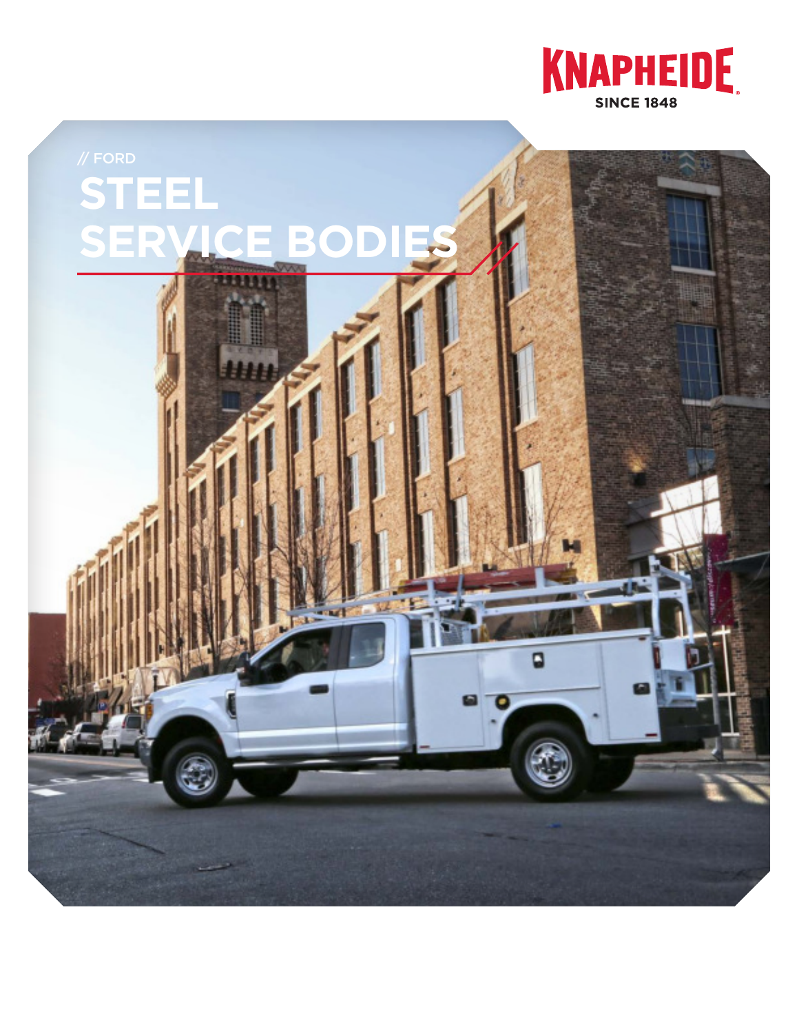KNAPHEIDE
SINCE 1848

// FORD

# STEEL SERVICE BODIES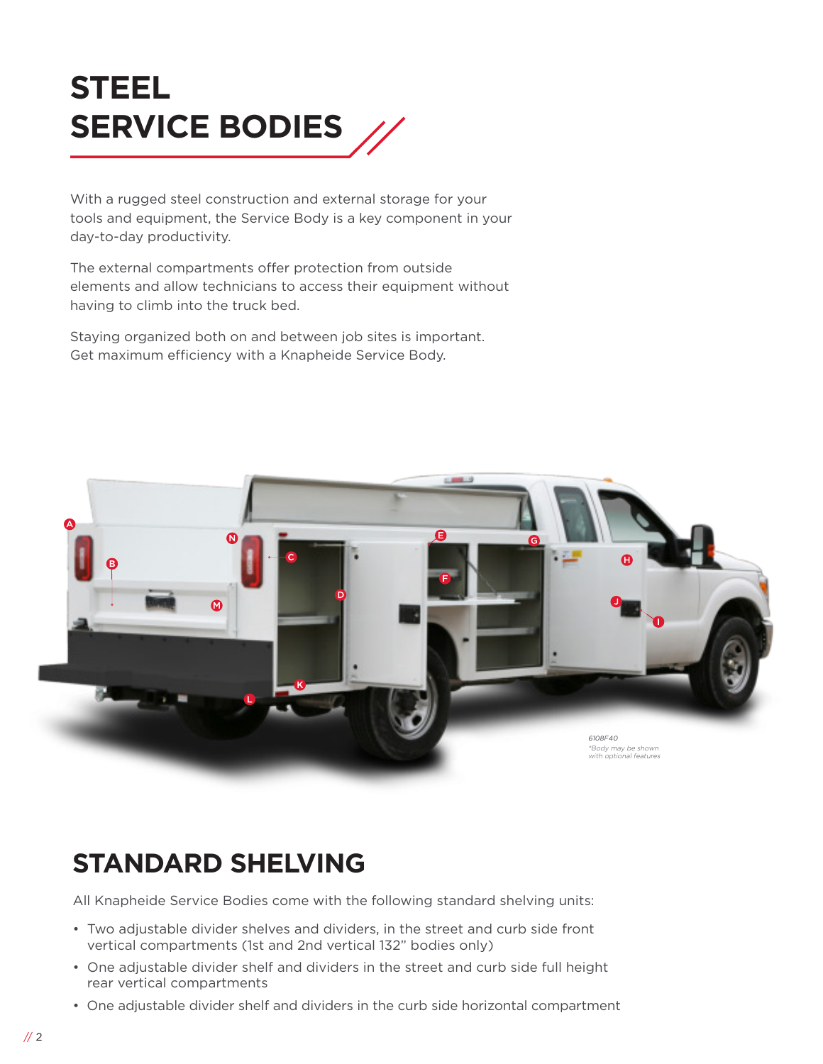# STEEL SERVICE BODIES

With a rugged steel construction and external storage for your tools and equipment, the Service Body is a key component in your day-to-day productivity.

The external compartments offer protection from outside elements and allow technicians to access their equipment without having to climb into the truck bed.

Staying organized both on and between job sites is important. Get maximum efficiency with a Knapheide Service Body.

A B N C D E F G H J I M K L

*6108F40*
*\*Body may be shown with optional features*

## STANDARD SHELVING

All Knapheide Service Bodies come with the following standard shelving units:

- Two adjustable divider shelves and dividers, in the street and curb side front vertical compartments (1st and 2nd vertical 132" bodies only)
- One adjustable divider shelf and dividers in the street and curb side full height rear vertical compartments
- One adjustable divider shelf and dividers in the curb side horizontal compartment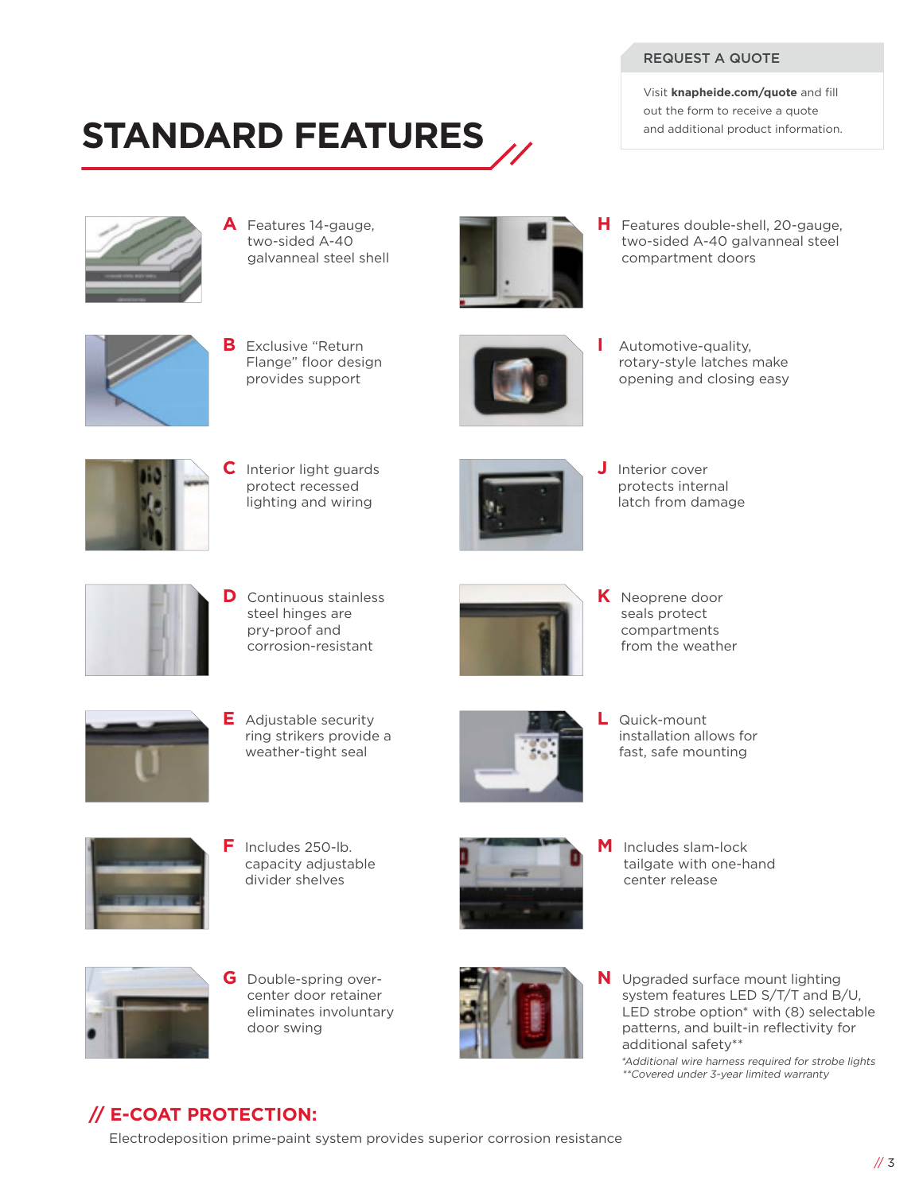## REQUEST A QUOTE

Visit **knapheide.com/quote** and fill out the form to receive a quote and additional product information.

# STANDARD FEATURES

**A** Features 14-gauge, two-sided A-40 galvanneal steel shell

**B** Exclusive "Return Flange" floor design provides support

**C** Interior light guards protect recessed lighting and wiring

**D** Continuous stainless steel hinges are pry-proof and corrosion-resistant

**E** Adjustable security ring strikers provide a weather-tight seal

**F** Includes 250-lb. capacity adjustable divider shelves

**G** Double-spring over-center door retainer eliminates involuntary door swing

**H** Features double-shell, 20-gauge, two-sided A-40 galvanneal steel compartment doors

**I** Automotive-quality, rotary-style latches make opening and closing easy

**J** Interior cover protects internal latch from damage

**K** Neoprene door seals protect compartments from the weather

**L** Quick-mount installation allows for fast, safe mounting

**M** Includes slam-lock tailgate with one-hand center release

**N** Upgraded surface mount lighting system features LED S/T/T and B/U, LED strobe option* with (8) selectable patterns, and built-in reflectivity for additional safety**

*\*Additional wire harness required for strobe lights*
*\*\*Covered under 3-year limited warranty*

## // E-COAT PROTECTION:

Electrodeposition prime-paint system provides superior corrosion resistance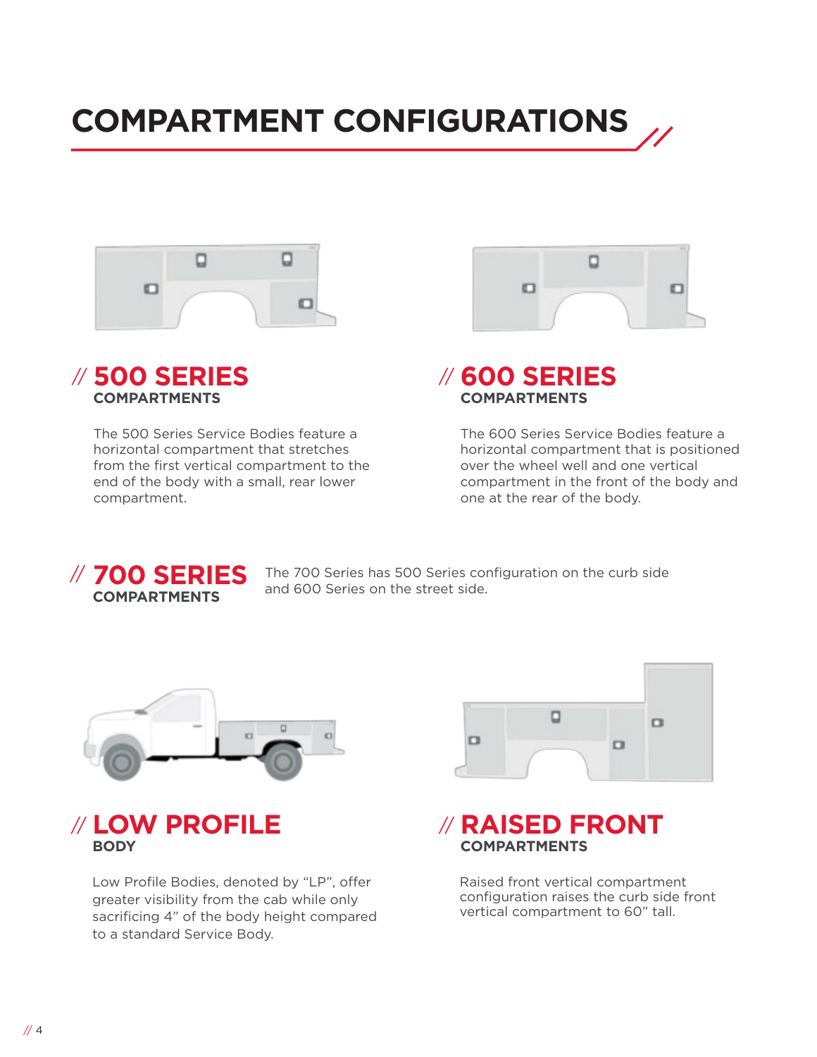# COMPARTMENT CONFIGURATIONS

## // 500 SERIES

**COMPARTMENTS**

The 500 Series Service Bodies feature a horizontal compartment that stretches from the first vertical compartment to the end of the body with a small, rear lower compartment.

## // 600 SERIES

**COMPARTMENTS**

The 600 Series Service Bodies feature a horizontal compartment that is positioned over the wheel well and one vertical compartment in the front of the body and one at the rear of the body.

## // 700 SERIES

**COMPARTMENTS**

The 700 Series has 500 Series configuration on the curb side and 600 Series on the street side.

## // LOW PROFILE

**BODY**

Low Profile Bodies, denoted by "LP", offer greater visibility from the cab while only sacrificing 4" of the body height compared to a standard Service Body.

## // RAISED FRONT

**COMPARTMENTS**

Raised front vertical compartment configuration raises the curb side front vertical compartment to 60" tall.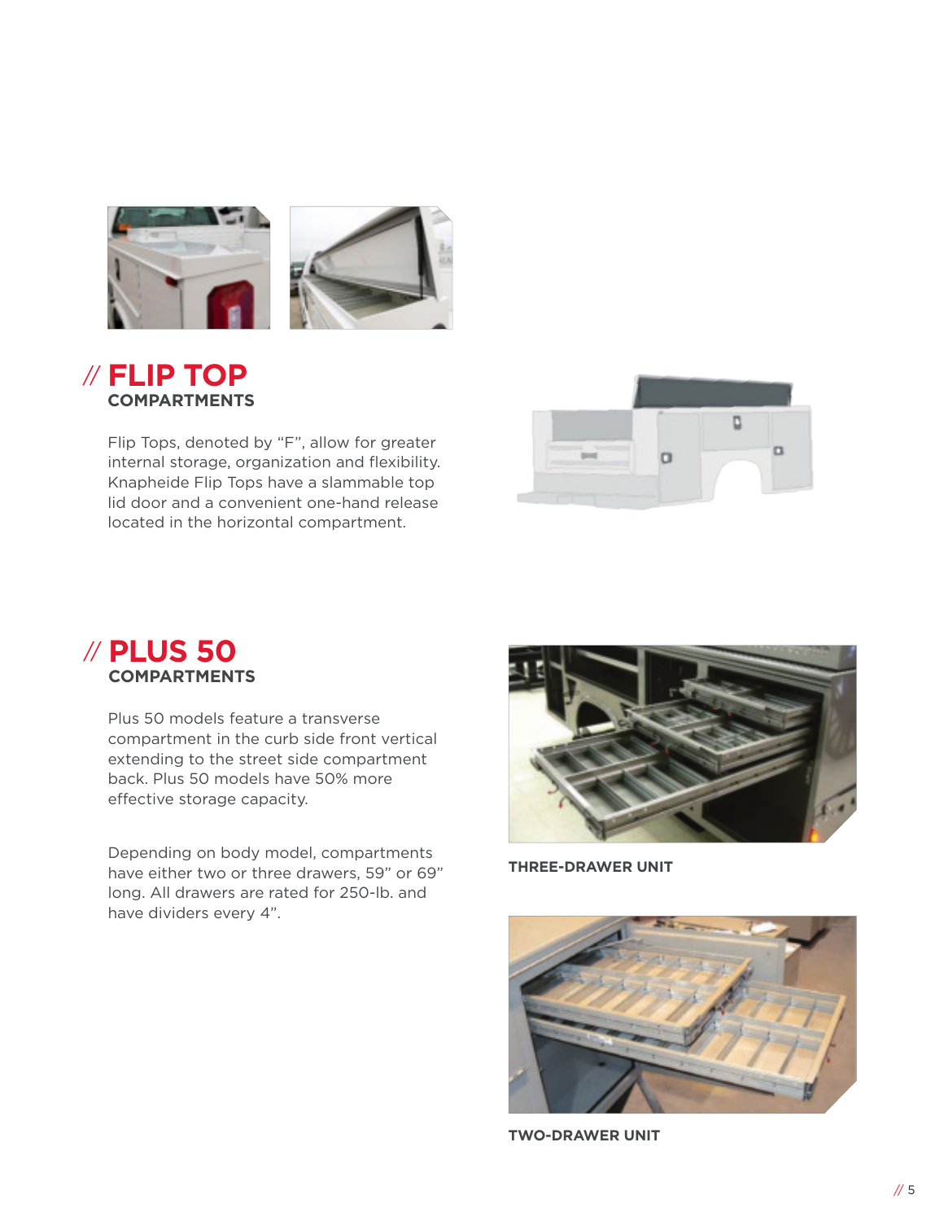## // FLIP TOP
### COMPARTMENTS

Flip Tops, denoted by “F”, allow for greater internal storage, organization and flexibility. Knapheide Flip Tops have a slammable top lid door and a convenient one-hand release located in the horizontal compartment.

## // PLUS 50
### COMPARTMENTS

Plus 50 models feature a transverse compartment in the curb side front vertical extending to the street side compartment back. Plus 50 models have 50% more effective storage capacity.

Depending on body model, compartments have either two or three drawers, 59” or 69” long. All drawers are rated for 250-lb. and have dividers every 4”.

**THREE-DRAWER UNIT**

**TWO-DRAWER UNIT**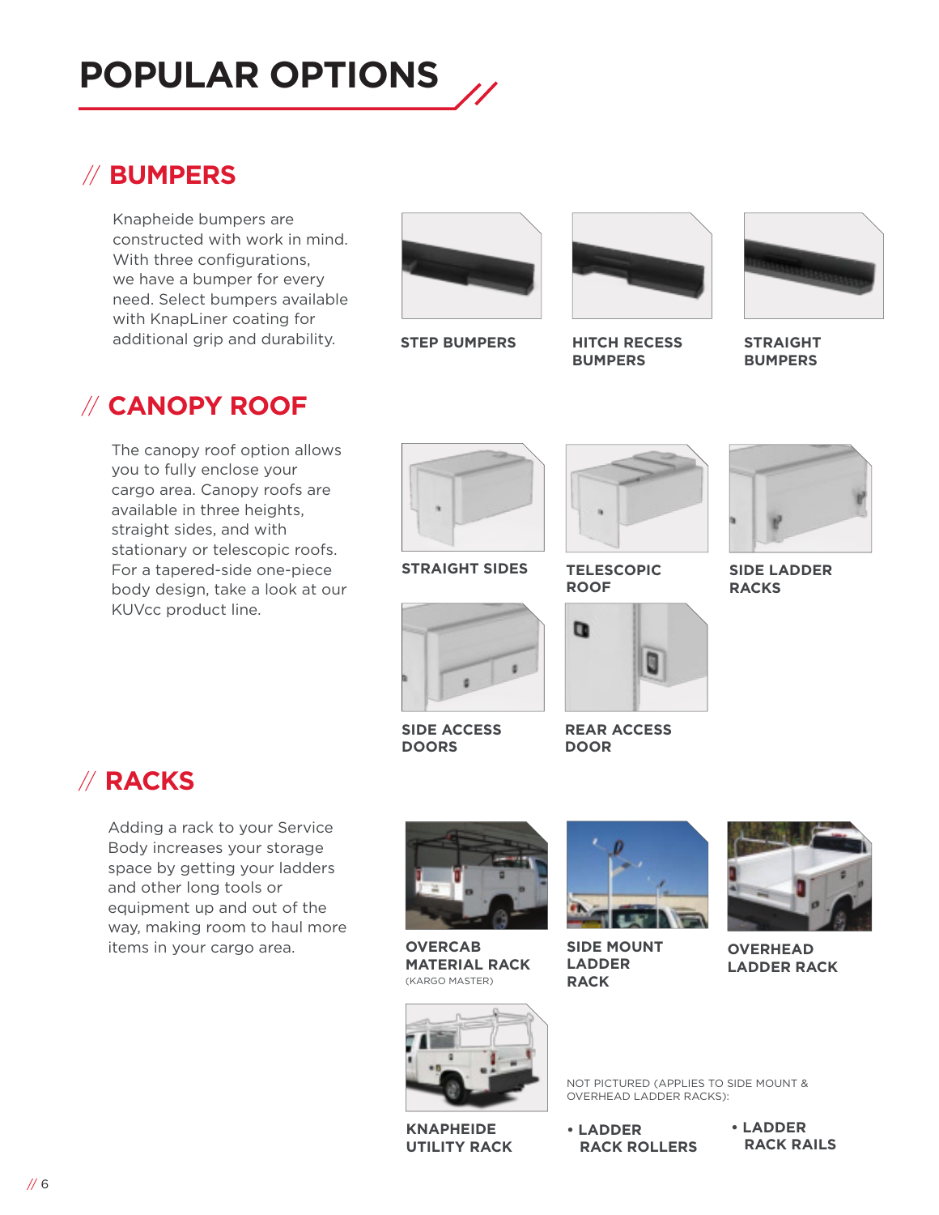# POPULAR OPTIONS

## // BUMPERS

Knapheide bumpers are constructed with work in mind. With three configurations, we have a bumper for every need. Select bumpers available with KnapLiner coating for additional grip and durability.

STEP BUMPERS

HITCH RECESS BUMPERS

STRAIGHT BUMPERS

## // CANOPY ROOF

The canopy roof option allows you to fully enclose your cargo area. Canopy roofs are available in three heights, straight sides, and with stationary or telescopic roofs. For a tapered-side one-piece body design, take a look at our KUVcc product line.

STRAIGHT SIDES

TELESCOPIC ROOF

SIDE LADDER RACKS

SIDE ACCESS DOORS

REAR ACCESS DOOR

## // RACKS

Adding a rack to your Service Body increases your storage space by getting your ladders and other long tools or equipment up and out of the way, making room to haul more items in your cargo area.

OVERCAB MATERIAL RACK
(KARGO MASTER)

SIDE MOUNT LADDER RACK

OVERHEAD LADDER RACK

KNAPHEIDE UTILITY RACK

NOT PICTURED (APPLIES TO SIDE MOUNT & OVERHEAD LADDER RACKS):

- LADDER RACK ROLLERS
- LADDER RACK RAILS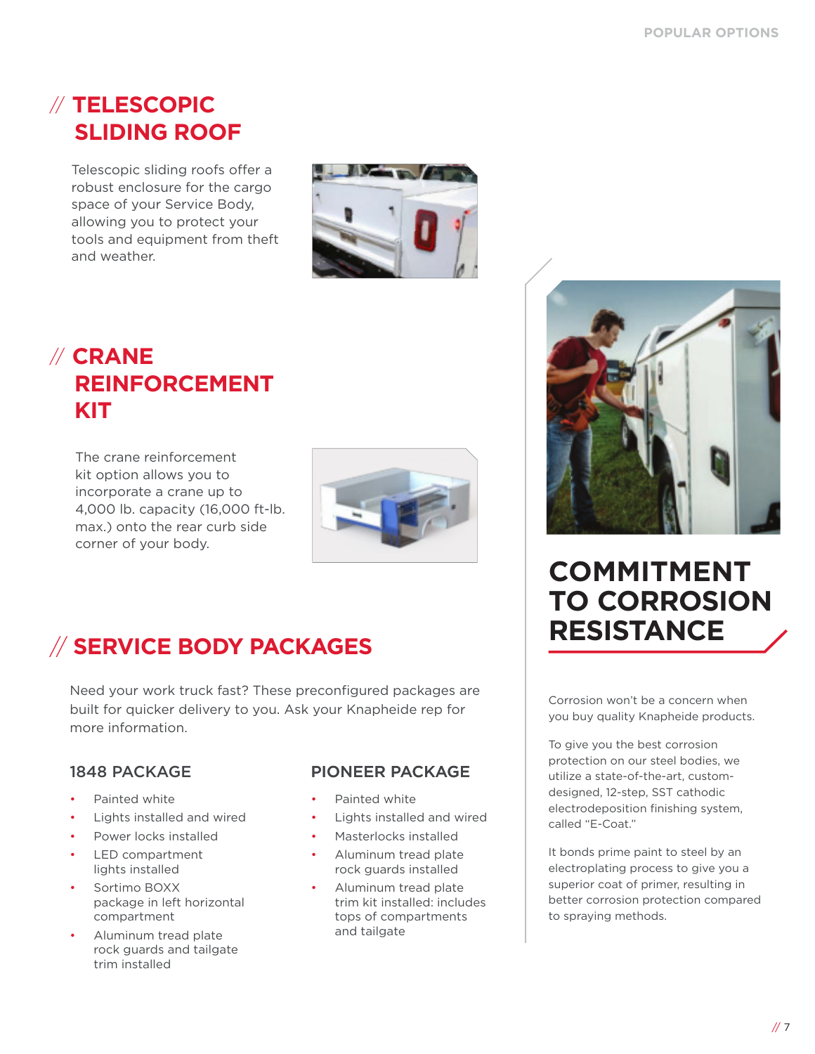## // TELESCOPIC SLIDING ROOF

Telescopic sliding roofs offer a robust enclosure for the cargo space of your Service Body, allowing you to protect your tools and equipment from theft and weather.

## // CRANE REINFORCEMENT KIT

The crane reinforcement kit option allows you to incorporate a crane up to 4,000 lb. capacity (16,000 ft-lb. max.) onto the rear curb side corner of your body.

## // SERVICE BODY PACKAGES

Need your work truck fast? These preconfigured packages are built for quicker delivery to you. Ask your Knapheide rep for more information.

### 1848 PACKAGE

- Painted white
- Lights installed and wired
- Power locks installed
- LED compartment lights installed
- Sortimo BOXX package in left horizontal compartment
- Aluminum tread plate rock guards and tailgate trim installed

### PIONEER PACKAGE

- Painted white
- Lights installed and wired
- Masterlocks installed
- Aluminum tread plate rock guards installed
- Aluminum tread plate trim kit installed: includes tops of compartments and tailgate

## COMMITMENT TO CORROSION RESISTANCE

Corrosion won't be a concern when you buy quality Knapheide products.

To give you the best corrosion protection on our steel bodies, we utilize a state-of-the-art, custom-designed, 12-step, SST cathodic electrodeposition finishing system, called "E-Coat."

It bonds prime paint to steel by an electroplating process to give you a superior coat of primer, resulting in better corrosion protection compared to spraying methods.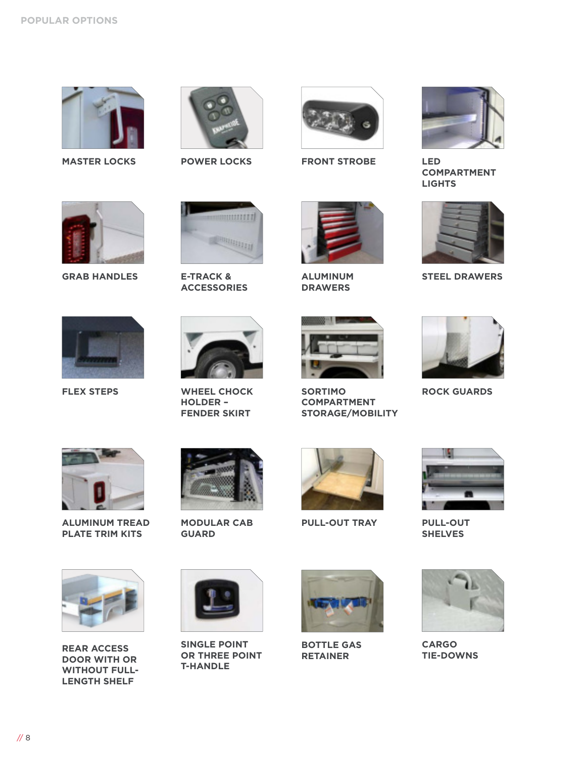## POPULAR OPTIONS

MASTER LOCKS

POWER LOCKS

FRONT STROBE

LED COMPARTMENT LIGHTS

GRAB HANDLES

E-TRACK & ACCESSORIES

ALUMINUM DRAWERS

STEEL DRAWERS

FLEX STEPS

WHEEL CHOCK HOLDER – FENDER SKIRT

SORTIMO COMPARTMENT STORAGE/MOBILITY

ROCK GUARDS

ALUMINUM TREAD PLATE TRIM KITS

MODULAR CAB GUARD

PULL-OUT TRAY

PULL-OUT SHELVES

REAR ACCESS DOOR WITH OR WITHOUT FULL-LENGTH SHELF

SINGLE POINT OR THREE POINT T-HANDLE

BOTTLE GAS RETAINER

CARGO TIE-DOWNS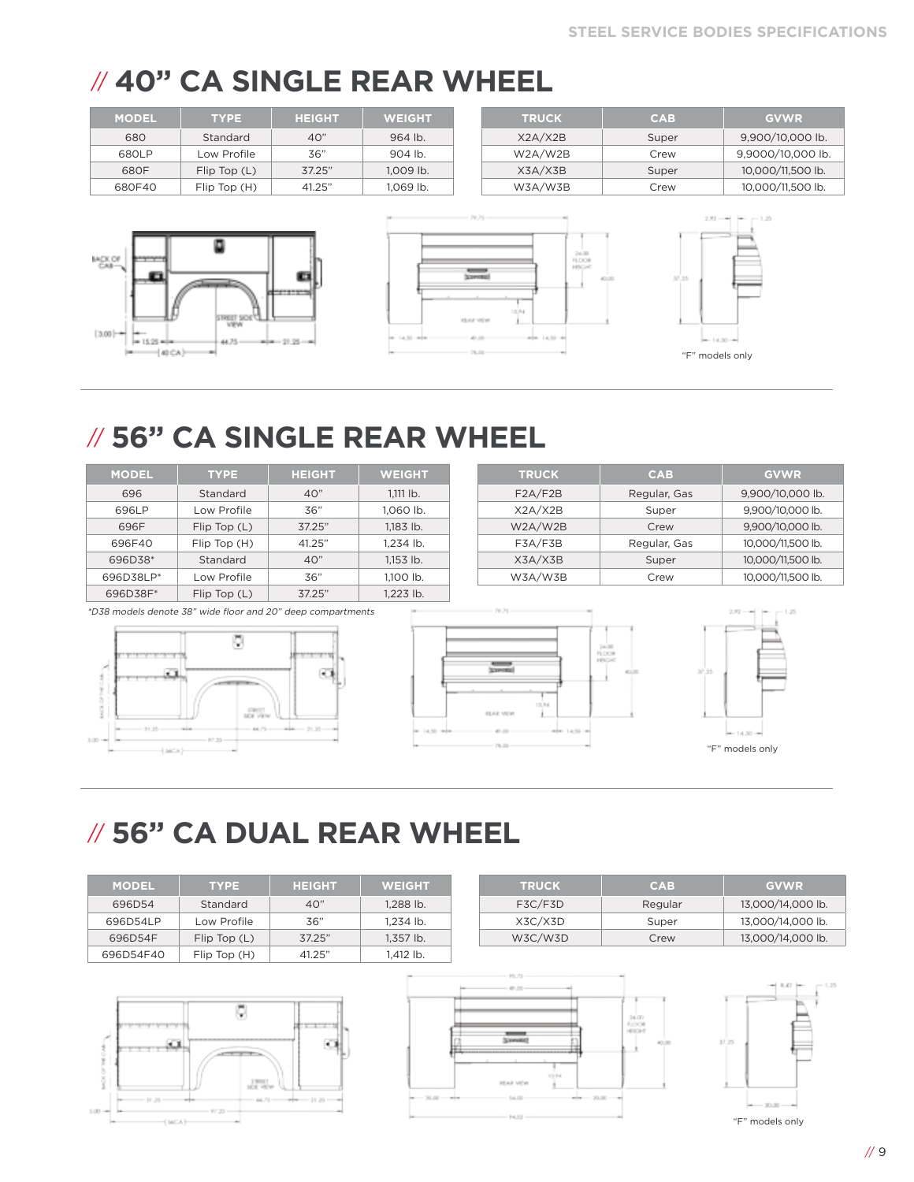## // 40" CA SINGLE REAR WHEEL

| MODEL | TYPE | HEIGHT | WEIGHT |
|---|---|---|---|
| 680 | Standard | 40" | 964 lb. |
| 680LP | Low Profile | 36" | 904 lb. |
| 680F | Flip Top (L) | 37.25" | 1,009 lb. |
| 680F40 | Flip Top (H) | 41.25" | 1,069 lb. |

| TRUCK | CAB | GVWR |
|---|---|---|
| X2A/X2B | Super | 9,900/10,000 lb. |
| W2A/W2B | Crew | 9,9000/10,000 lb. |
| X3A/X3B | Super | 10,000/11,500 lb. |
| W3A/W3B | Crew | 10,000/11,500 lb. |

"F" models only

## // 56" CA SINGLE REAR WHEEL

| MODEL | TYPE | HEIGHT | WEIGHT |
|---|---|---|---|
| 696 | Standard | 40" | 1,111 lb. |
| 696LP | Low Profile | 36" | 1,060 lb. |
| 696F | Flip Top (L) | 37.25" | 1,183 lb. |
| 696F40 | Flip Top (H) | 41.25" | 1,234 lb. |
| 696D38* | Standard | 40" | 1,153 lb. |
| 696D38LP* | Low Profile | 36" | 1,100 lb. |
| 696D38F* | Flip Top (L) | 37.25" | 1,223 lb. |

*D38 models denote 38" wide floor and 20" deep compartments*

| TRUCK | CAB | GVWR |
|---|---|---|
| F2A/F2B | Regular, Gas | 9,900/10,000 lb. |
| X2A/X2B | Super | 9,900/10,000 lb. |
| W2A/W2B | Crew | 9,900/10,000 lb. |
| F3A/F3B | Regular, Gas | 10,000/11,500 lb. |
| X3A/X3B | Super | 10,000/11,500 lb. |
| W3A/W3B | Crew | 10,000/11,500 lb. |

"F" models only

## // 56" CA DUAL REAR WHEEL

| MODEL | TYPE | HEIGHT | WEIGHT |
|---|---|---|---|
| 696D54 | Standard | 40" | 1,288 lb. |
| 696D54LP | Low Profile | 36" | 1,234 lb. |
| 696D54F | Flip Top (L) | 37.25" | 1,357 lb. |
| 696D54F40 | Flip Top (H) | 41.25" | 1,412 lb. |

| TRUCK | CAB | GVWR |
|---|---|---|
| F3C/F3D | Regular | 13,000/14,000 lb. |
| X3C/X3D | Super | 13,000/14,000 lb. |
| W3C/W3D | Crew | 13,000/14,000 lb. |

"F" models only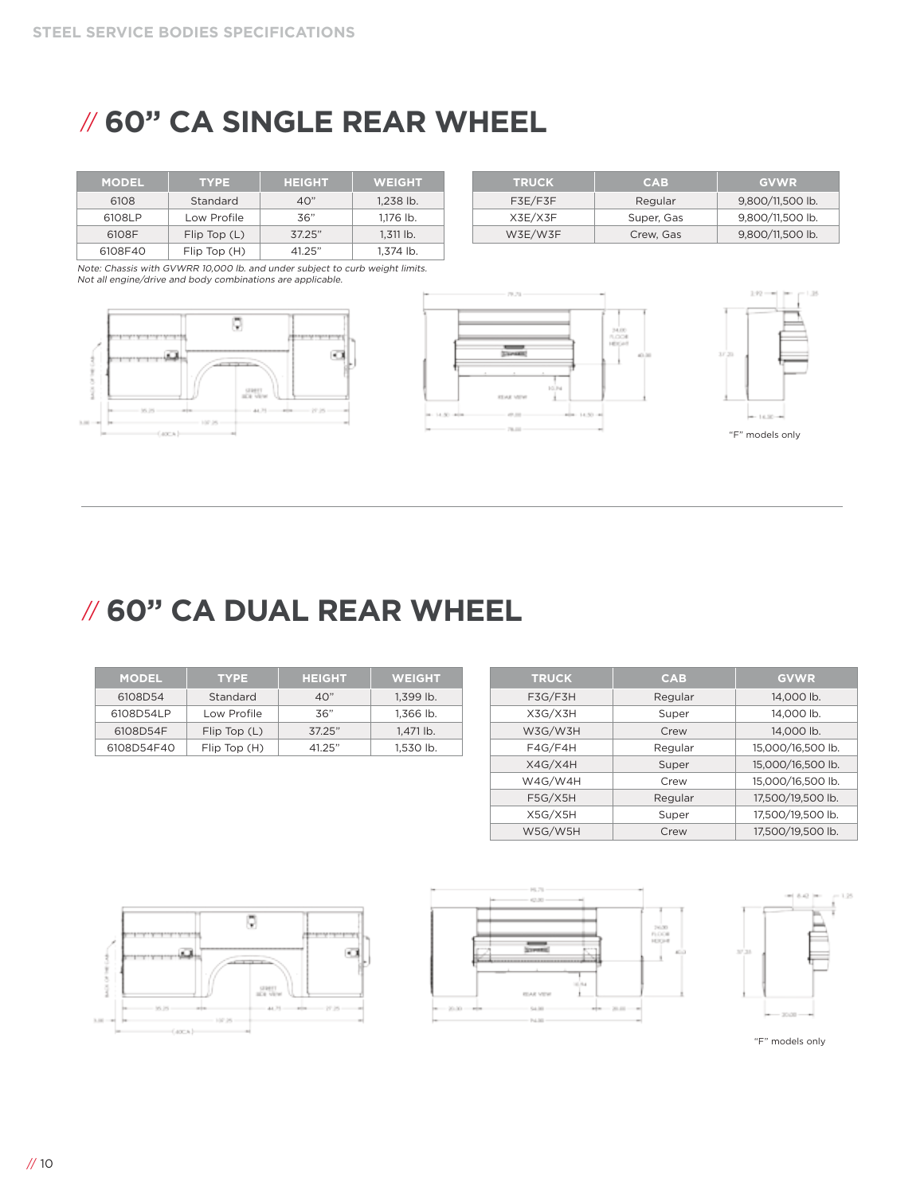// 60" CA SINGLE REAR WHEEL

| MODEL | TYPE | HEIGHT | WEIGHT |
|---|---|---|---|
| 6108 | Standard | 40" | 1,238 lb. |
| 6108LP | Low Profile | 36" | 1,176 lb. |
| 6108F | Flip Top (L) | 37.25" | 1,311 lb. |
| 6108F40 | Flip Top (H) | 41.25" | 1,374 lb. |

| TRUCK | CAB | GVWR |
|---|---|---|
| F3E/F3F | Regular | 9,800/11,500 lb. |
| X3E/X3F | Super, Gas | 9,800/11,500 lb. |
| W3E/W3F | Crew, Gas | 9,800/11,500 lb. |

*Note: Chassis with GVWRR 10,000 lb. and under subject to curb weight limits.*
*Not all engine/drive and body combinations are applicable.*

"F" models only

// 60" CA DUAL REAR WHEEL

| MODEL | TYPE | HEIGHT | WEIGHT |
|---|---|---|---|
| 6108D54 | Standard | 40" | 1,399 lb. |
| 6108D54LP | Low Profile | 36" | 1,366 lb. |
| 6108D54F | Flip Top (L) | 37.25" | 1,471 lb. |
| 6108D54F40 | Flip Top (H) | 41.25" | 1,530 lb. |

| TRUCK | CAB | GVWR |
|---|---|---|
| F3G/F3H | Regular | 14,000 lb. |
| X3G/X3H | Super | 14,000 lb. |
| W3G/W3H | Crew | 14,000 lb. |
| F4G/F4H | Regular | 15,000/16,500 lb. |
| X4G/X4H | Super | 15,000/16,500 lb. |
| W4G/W4H | Crew | 15,000/16,500 lb. |
| F5G/X5H | Regular | 17,500/19,500 lb. |
| X5G/X5H | Super | 17,500/19,500 lb. |
| W5G/W5H | Crew | 17,500/19,500 lb. |

"F" models only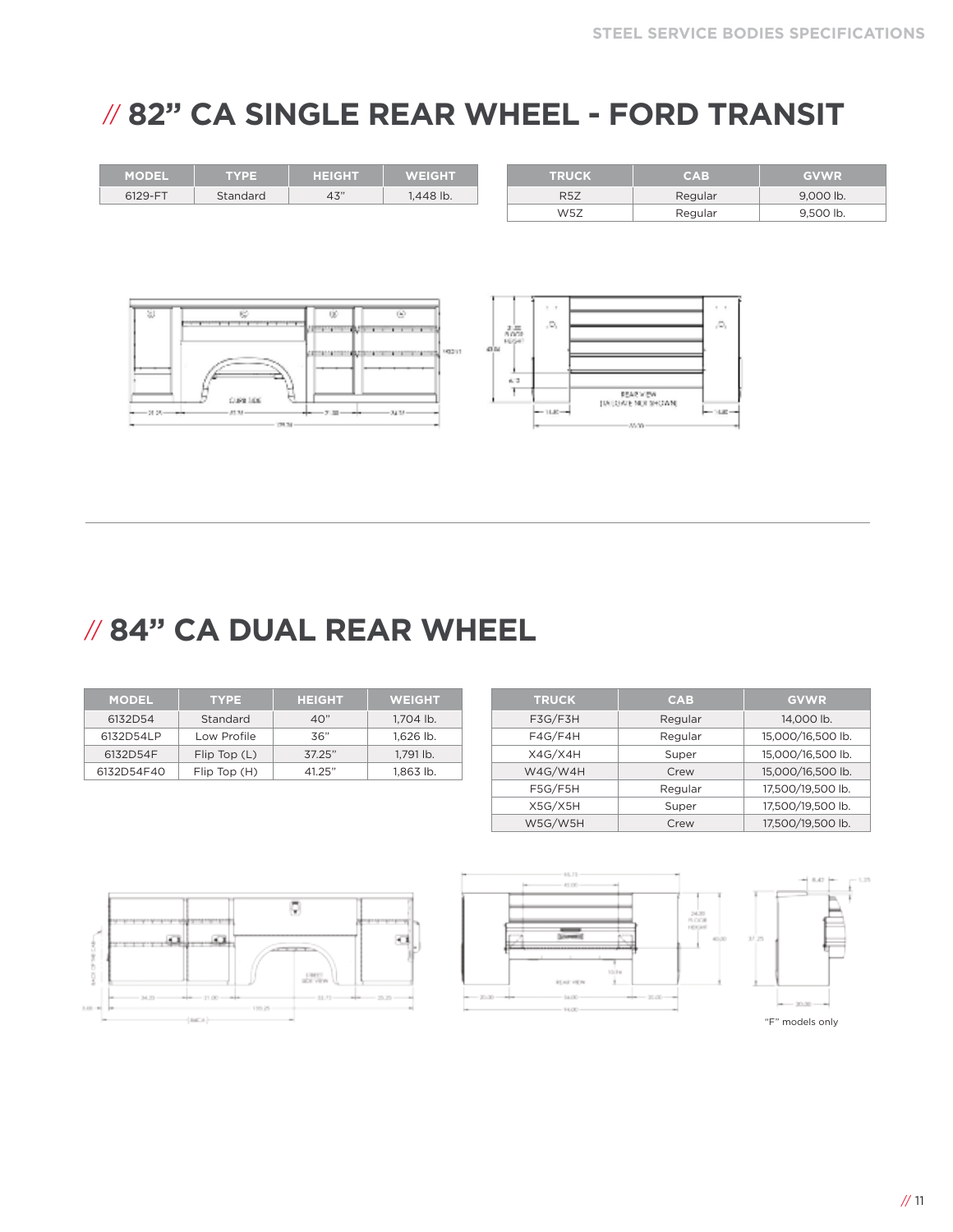## // 82" CA SINGLE REAR WHEEL - FORD TRANSIT

| MODEL | TYPE | HEIGHT | WEIGHT |
|---|---|---|---|
| 6129-FT | Standard | 43" | 1,448 lb. |

| TRUCK | CAB | GVWR |
|---|---|---|
| R5Z | Regular | 9,000 lb. |
| W5Z | Regular | 9,500 lb. |

## // 84" CA DUAL REAR WHEEL

| MODEL | TYPE | HEIGHT | WEIGHT |
|---|---|---|---|
| 6132D54 | Standard | 40" | 1,704 lb. |
| 6132D54LP | Low Profile | 36" | 1,626 lb. |
| 6132D54F | Flip Top (L) | 37.25" | 1,791 lb. |
| 6132D54F40 | Flip Top (H) | 41.25" | 1,863 lb. |

| TRUCK | CAB | GVWR |
|---|---|---|
| F3G/F3H | Regular | 14,000 lb. |
| F4G/F4H | Regular | 15,000/16,500 lb. |
| X4G/X4H | Super | 15,000/16,500 lb. |
| W4G/W4H | Crew | 15,000/16,500 lb. |
| F5G/F5H | Regular | 17,500/19,500 lb. |
| X5G/X5H | Super | 17,500/19,500 lb. |
| W5G/W5H | Crew | 17,500/19,500 lb. |

"F" models only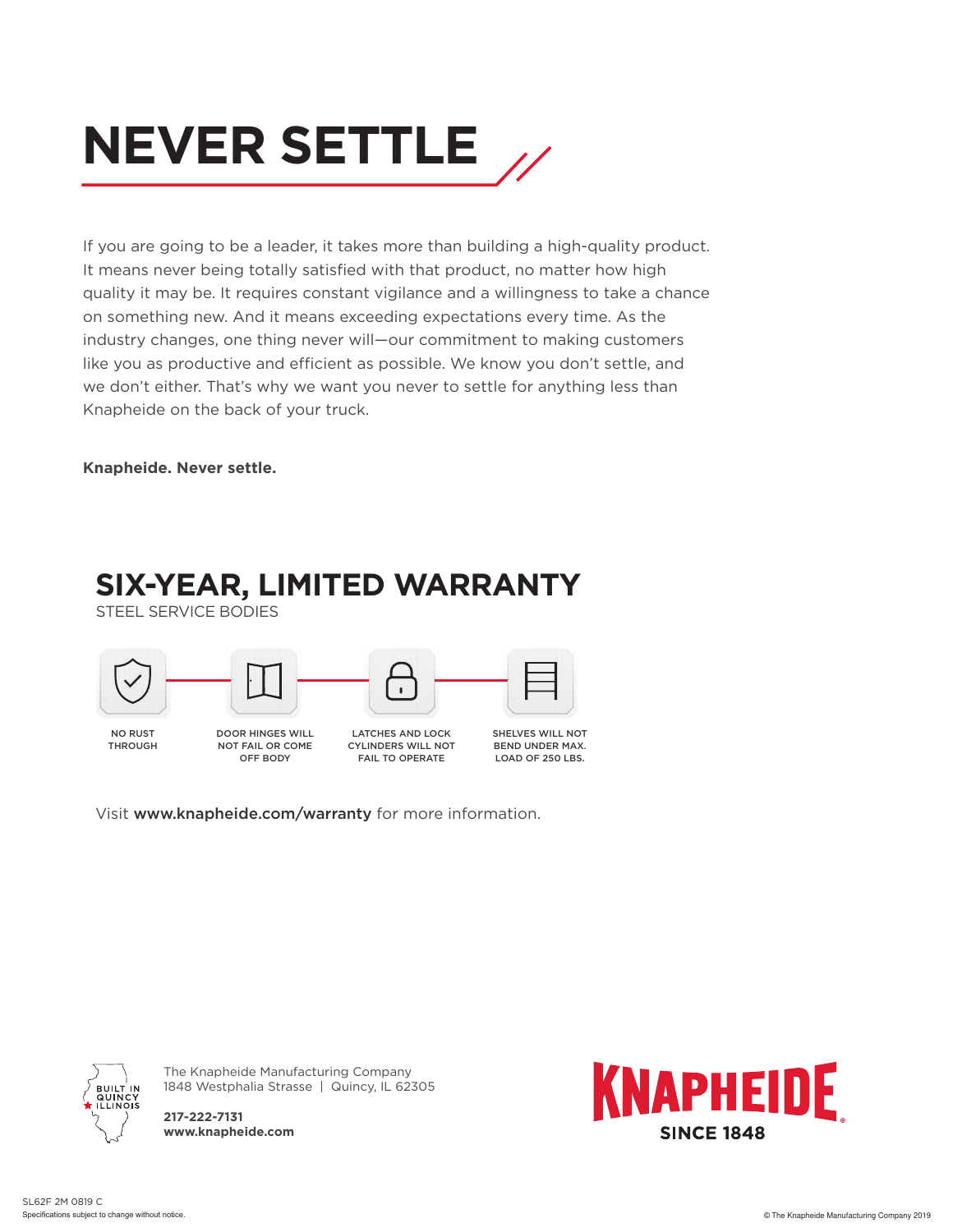# NEVER SETTLE

If you are going to be a leader, it takes more than building a high-quality product. It means never being totally satisfied with that product, no matter how high quality it may be. It requires constant vigilance and a willingness to take a chance on something new. And it means exceeding expectations every time. As the industry changes, one thing never will—our commitment to making customers like you as productive and efficient as possible. We know you don't settle, and we don't either. That's why we want you never to settle for anything less than Knapheide on the back of your truck.

**Knapheide. Never settle.**

## SIX-YEAR, LIMITED WARRANTY

STEEL SERVICE BODIES

NO RUST THROUGH

DOOR HINGES WILL NOT FAIL OR COME OFF BODY

LATCHES AND LOCK CYLINDERS WILL NOT FAIL TO OPERATE

SHELVES WILL NOT BEND UNDER MAX. LOAD OF 250 LBS.

Visit **www.knapheide.com/warranty** for more information.

BUILT IN QUINCY ILLINOIS

The Knapheide Manufacturing Company
1848 Westphalia Strasse | Quincy, IL 62305

**217-222-7131**
**www.knapheide.com**

KNAPHEIDE®
SINCE 1848

SL62F 2M 0819 C
Specifications subject to change without notice.

© The Knapheide Manufacturing Company 2019